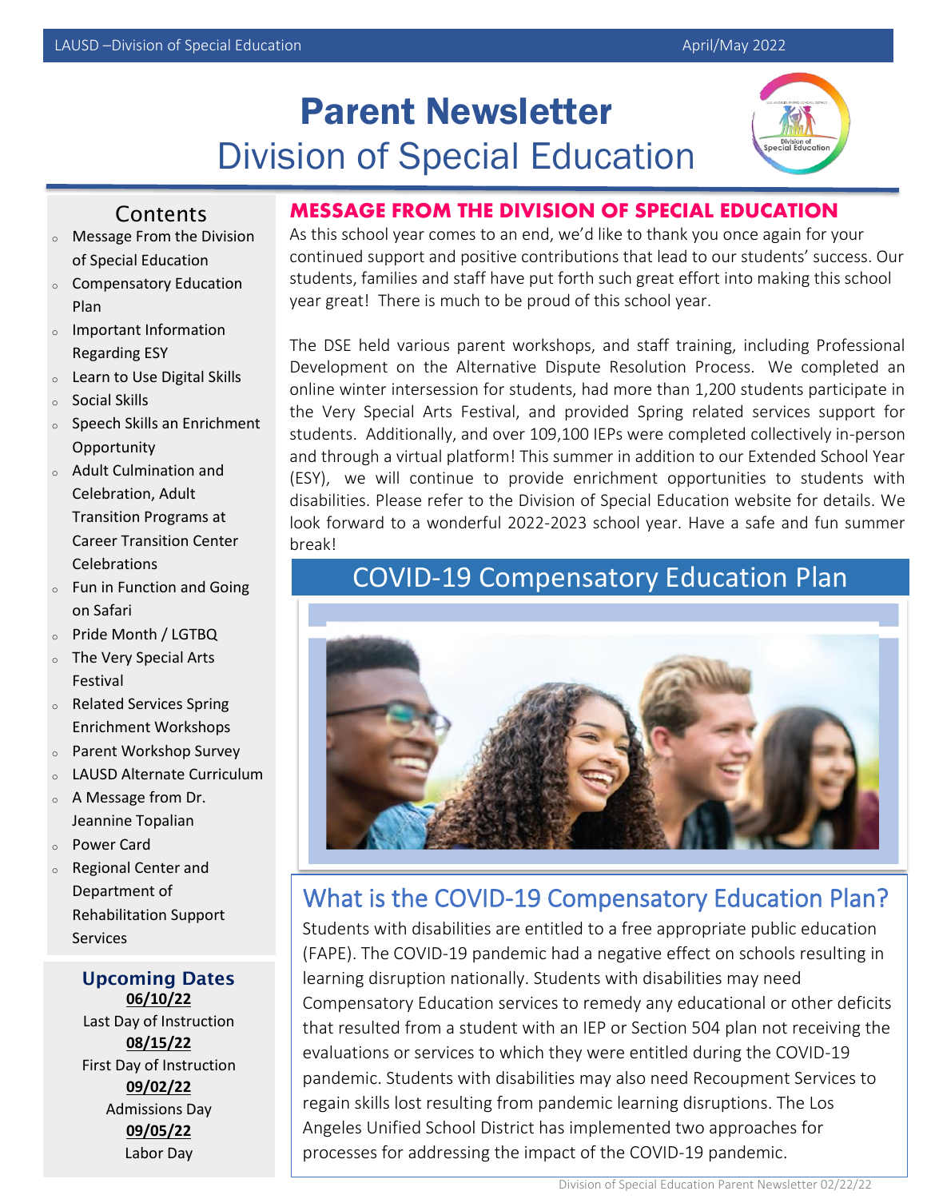# Parent Newsletter
## Division of Special Education

## Contents

- Message From the Division of Special Education
- Compensatory Education Plan
- Important Information Regarding ESY
- Learn to Use Digital Skills
- Social Skills
- Speech Skills an Enrichment Opportunity
- Adult Culmination and Celebration, Adult Transition Programs at Career Transition Center Celebrations
- Fun in Function and Going on Safari
- Pride Month / LGTBQ
- The Very Special Arts Festival
- Related Services Spring Enrichment Workshops
- Parent Workshop Survey
- LAUSD Alternate Curriculum
- A Message from Dr. Jeannine Topalian
- Power Card
- Regional Center and Department of Rehabilitation Support Services

### Upcoming Dates

**06/10/22**
Last Day of Instruction

**08/15/22**
First Day of Instruction

**09/02/22**
Admissions Day

**09/05/22**
Labor Day

## MESSAGE FROM THE DIVISION OF SPECIAL EDUCATION

As this school year comes to an end, we'd like to thank you once again for your continued support and positive contributions that lead to our students' success. Our students, families and staff have put forth such great effort into making this school year great! There is much to be proud of this school year.

The DSE held various parent workshops, and staff training, including Professional Development on the Alternative Dispute Resolution Process. We completed an online winter intersession for students, had more than 1,200 students participate in the Very Special Arts Festival, and provided Spring related services support for students. Additionally, and over 109,100 IEPs were completed collectively in-person and through a virtual platform! This summer in addition to our Extended School Year (ESY), we will continue to provide enrichment opportunities to students with disabilities. Please refer to the Division of Special Education website for details. We look forward to a wonderful 2022-2023 school year. Have a safe and fun summer break!

## COVID-19 Compensatory Education Plan

### What is the COVID-19 Compensatory Education Plan?

Students with disabilities are entitled to a free appropriate public education (FAPE). The COVID-19 pandemic had a negative effect on schools resulting in learning disruption nationally. Students with disabilities may need Compensatory Education services to remedy any educational or other deficits that resulted from a student with an IEP or Section 504 plan not receiving the evaluations or services to which they were entitled during the COVID-19 pandemic. Students with disabilities may also need Recoupment Services to regain skills lost resulting from pandemic learning disruptions. The Los Angeles Unified School District has implemented two approaches for processes for addressing the impact of the COVID-19 pandemic.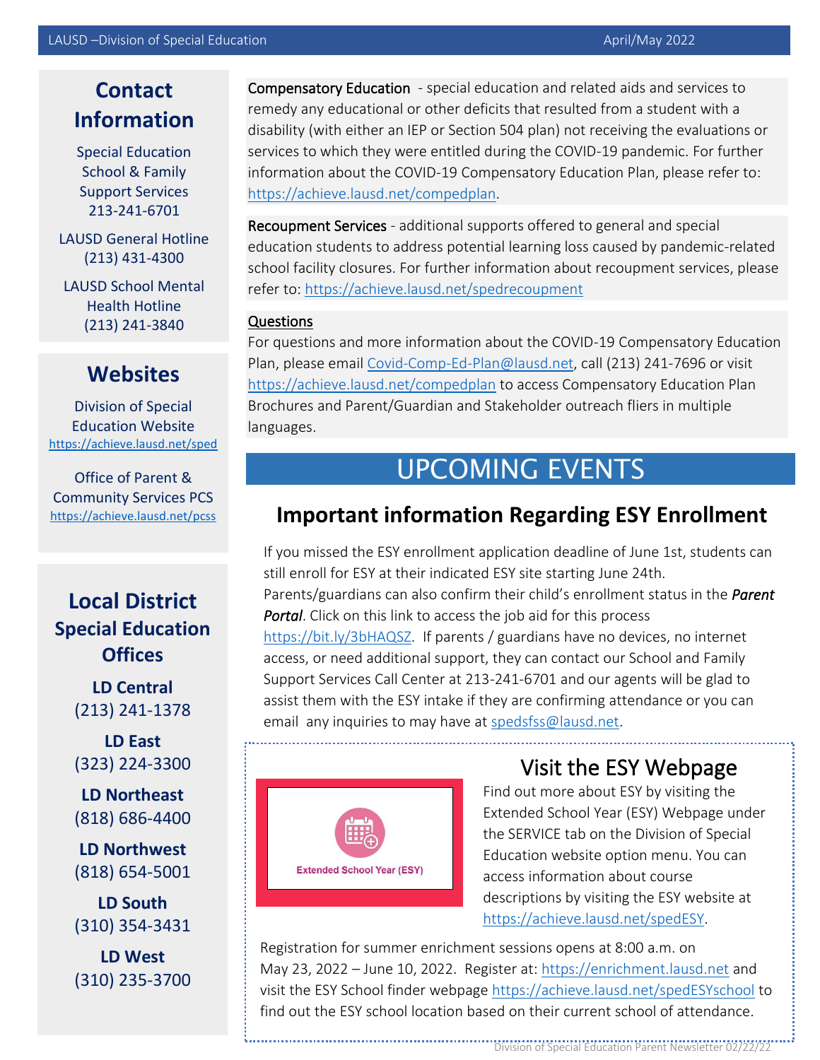**Compensatory Education** - special education and related aids and services to remedy any educational or other deficits that resulted from a student with a disability (with either an IEP or Section 504 plan) not receiving the evaluations or services to which they were entitled during the COVID-19 pandemic. For further information about the COVID-19 Compensatory Education Plan, please refer to: https://achieve.lausd.net/compedplan.

**Recoupment Services** - additional supports offered to general and special education students to address potential learning loss caused by pandemic-related school facility closures. For further information about recoupment services, please refer to: https://achieve.lausd.net/spedrecoupment

**Questions**

For questions and more information about the COVID-19 Compensatory Education Plan, please email Covid-Comp-Ed-Plan@lausd.net, call (213) 241-7696 or visit https://achieve.lausd.net/compedplan to access Compensatory Education Plan Brochures and Parent/Guardian and Stakeholder outreach fliers in multiple languages.

# UPCOMING EVENTS

## Important information Regarding ESY Enrollment

If you missed the ESY enrollment application deadline of June 1st, students can still enroll for ESY at their indicated ESY site starting June 24th. Parents/guardians can also confirm their child's enrollment status in the ***Parent Portal***. Click on this link to access the job aid for this process https://bit.ly/3bHAQSZ. If parents / guardians have no devices, no internet access, or need additional support, they can contact our School and Family Support Services Call Center at 213-241-6701 and our agents will be glad to assist them with the ESY intake if they are confirming attendance or you can email any inquiries to may have at spedsfss@lausd.net.

## Visit the ESY Webpage

Extended School Year (ESY)

Find out more about ESY by visiting the Extended School Year (ESY) Webpage under the SERVICE tab on the Division of Special Education website option menu. You can access information about course descriptions by visiting the ESY website at https://achieve.lausd.net/spedESY.

Registration for summer enrichment sessions opens at 8:00 a.m. on May 23, 2022 – June 10, 2022. Register at: https://enrichment.lausd.net and visit the ESY School finder webpage https://achieve.lausd.net/spedESYschool to find out the ESY school location based on their current school of attendance.

## Contact Information

Special Education School & Family Support Services
213-241-6701

LAUSD General Hotline
(213) 431-4300

LAUSD School Mental Health Hotline
(213) 241-3840

## Websites

Division of Special Education Website
https://achieve.lausd.net/sped

Office of Parent & Community Services PCS
https://achieve.lausd.net/pcss

## Local District Special Education Offices

**LD Central**
(213) 241-1378

**LD East**
(323) 224-3300

**LD Northeast**
(818) 686-4400

**LD Northwest**
(818) 654-5001

**LD South**
(310) 354-3431

**LD West**
(310) 235-3700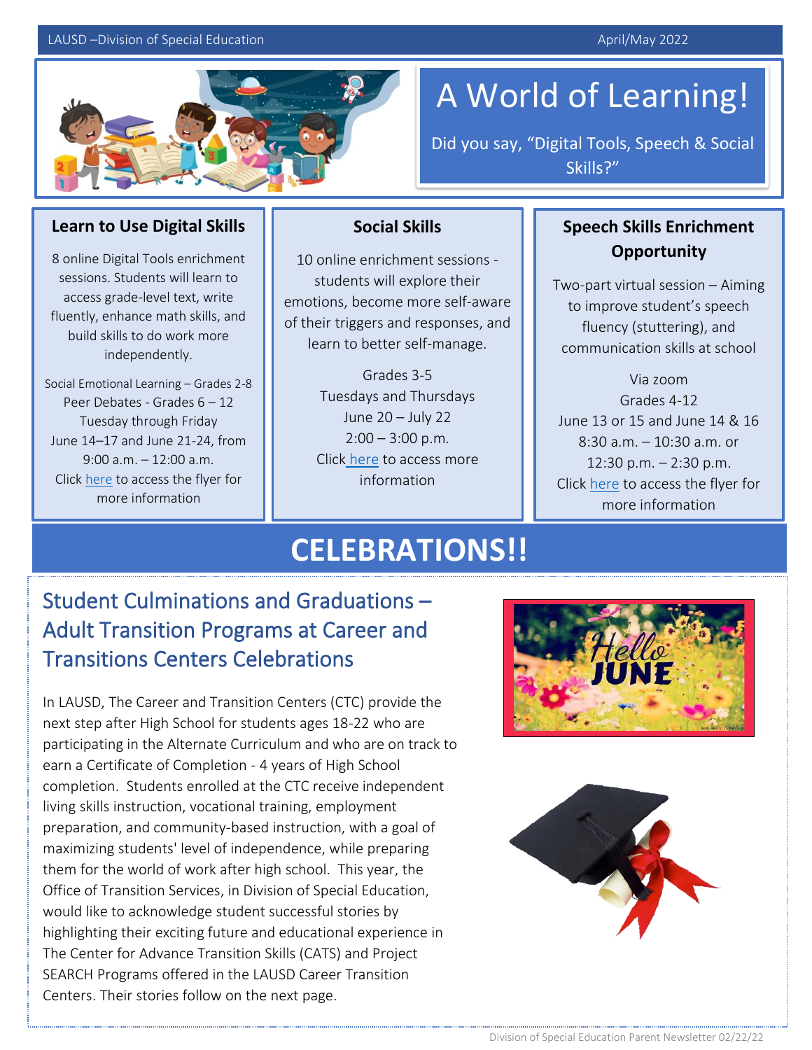# A World of Learning!

Did you say, "Digital Tools, Speech & Social Skills?"

## Learn to Use Digital Skills

8 online Digital Tools enrichment sessions. Students will learn to access grade-level text, write fluently, enhance math skills, and build skills to do work more independently.

Social Emotional Learning – Grades 2-8
Peer Debates - Grades 6 – 12
Tuesday through Friday
June 14–17 and June 21-24, from 9:00 a.m. – 12:00 a.m.
Click here to access the flyer for more information

## Social Skills

10 online enrichment sessions - students will explore their emotions, become more self-aware of their triggers and responses, and learn to better self-manage.

Grades 3-5
Tuesdays and Thursdays
June 20 – July 22
2:00 – 3:00 p.m.
Click here to access more information

## Speech Skills Enrichment Opportunity

Two-part virtual session – Aiming to improve student's speech fluency (stuttering), and communication skills at school

Via zoom
Grades 4-12
June 13 or 15 and June 14 & 16
8:30 a.m. – 10:30 a.m. or 12:30 p.m. – 2:30 p.m.
Click here to access the flyer for more information

# CELEBRATIONS!!

## Student Culminations and Graduations – Adult Transition Programs at Career and Transitions Centers Celebrations

In LAUSD, The Career and Transition Centers (CTC) provide the next step after High School for students ages 18-22 who are participating in the Alternate Curriculum and who are on track to earn a Certificate of Completion - 4 years of High School completion. Students enrolled at the CTC receive independent living skills instruction, vocational training, employment preparation, and community-based instruction, with a goal of maximizing students' level of independence, while preparing them for the world of work after high school. This year, the Office of Transition Services, in Division of Special Education, would like to acknowledge student successful stories by highlighting their exciting future and educational experience in The Center for Advance Transition Skills (CATS) and Project SEARCH Programs offered in the LAUSD Career Transition Centers. Their stories follow on the next page.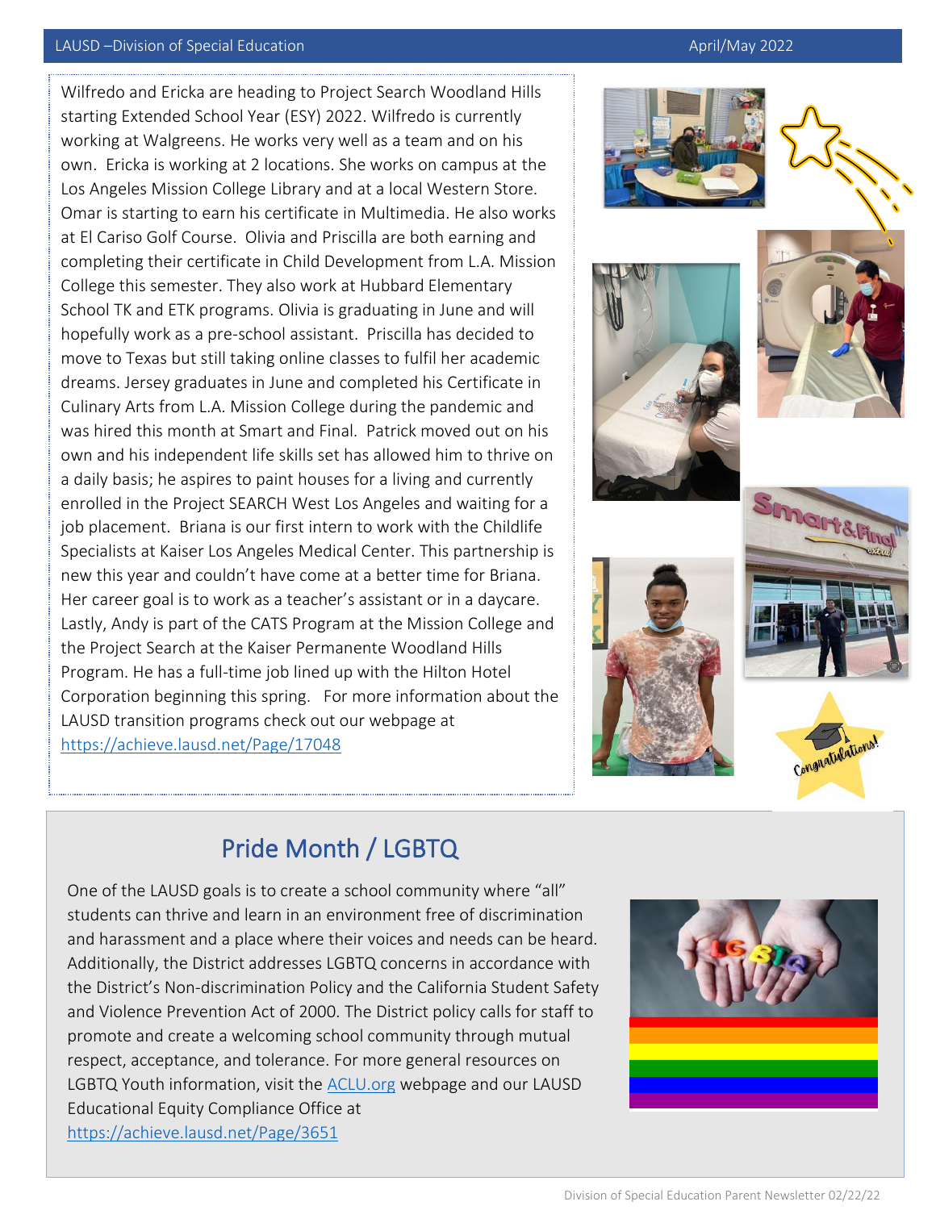Wilfredo and Ericka are heading to Project Search Woodland Hills starting Extended School Year (ESY) 2022. Wilfredo is currently working at Walgreens. He works very well as a team and on his own. Ericka is working at 2 locations. She works on campus at the Los Angeles Mission College Library and at a local Western Store. Omar is starting to earn his certificate in Multimedia. He also works at El Cariso Golf Course. Olivia and Priscilla are both earning and completing their certificate in Child Development from L.A. Mission College this semester. They also work at Hubbard Elementary School TK and ETK programs. Olivia is graduating in June and will hopefully work as a pre-school assistant. Priscilla has decided to move to Texas but still taking online classes to fulfil her academic dreams. Jersey graduates in June and completed his Certificate in Culinary Arts from L.A. Mission College during the pandemic and was hired this month at Smart and Final. Patrick moved out on his own and his independent life skills set has allowed him to thrive on a daily basis; he aspires to paint houses for a living and currently enrolled in the Project SEARCH West Los Angeles and waiting for a job placement. Briana is our first intern to work with the Childlife Specialists at Kaiser Los Angeles Medical Center. This partnership is new this year and couldn't have come at a better time for Briana. Her career goal is to work as a teacher's assistant or in a daycare. Lastly, Andy is part of the CATS Program at the Mission College and the Project Search at the Kaiser Permanente Woodland Hills Program. He has a full-time job lined up with the Hilton Hotel Corporation beginning this spring. For more information about the LAUSD transition programs check out our webpage at https://achieve.lausd.net/Page/17048

## Pride Month / LGBTQ

One of the LAUSD goals is to create a school community where "all" students can thrive and learn in an environment free of discrimination and harassment and a place where their voices and needs can be heard. Additionally, the District addresses LGBTQ concerns in accordance with the District's Non-discrimination Policy and the California Student Safety and Violence Prevention Act of 2000. The District policy calls for staff to promote and create a welcoming school community through mutual respect, acceptance, and tolerance. For more general resources on LGBTQ Youth information, visit the ACLU.org webpage and our LAUSD Educational Equity Compliance Office at https://achieve.lausd.net/Page/3651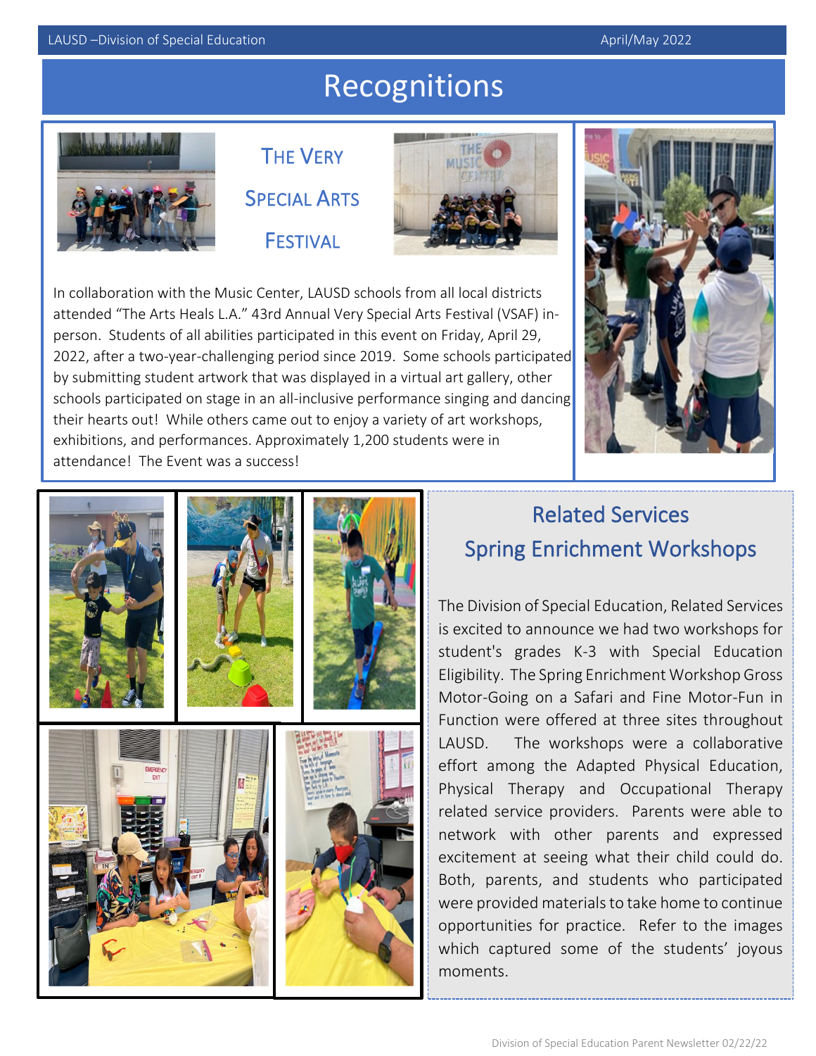# Recognitions

## The Very Special Arts Festival

In collaboration with the Music Center, LAUSD schools from all local districts attended "The Arts Heals L.A." 43rd Annual Very Special Arts Festival (VSAF) in-person. Students of all abilities participated in this event on Friday, April 29, 2022, after a two-year-challenging period since 2019. Some schools participated by submitting student artwork that was displayed in a virtual art gallery, other schools participated on stage in an all-inclusive performance singing and dancing their hearts out! While others came out to enjoy a variety of art workshops, exhibitions, and performances. Approximately 1,200 students were in attendance! The Event was a success!

## Related Services Spring Enrichment Workshops

The Division of Special Education, Related Services is excited to announce we had two workshops for student's grades K-3 with Special Education Eligibility. The Spring Enrichment Workshop Gross Motor-Going on a Safari and Fine Motor-Fun in Function were offered at three sites throughout LAUSD. The workshops were a collaborative effort among the Adapted Physical Education, Physical Therapy and Occupational Therapy related service providers. Parents were able to network with other parents and expressed excitement at seeing what their child could do. Both, parents, and students who participated were provided materials to take home to continue opportunities for practice. Refer to the images which captured some of the students' joyous moments.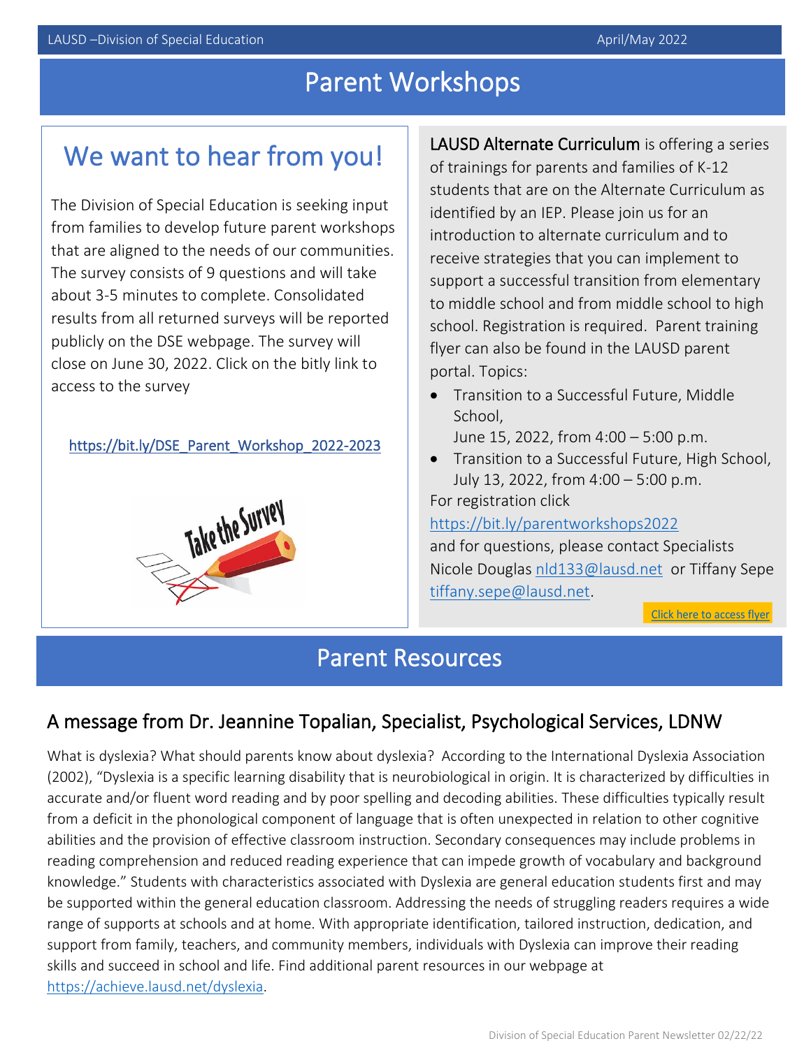# Parent Workshops

## We want to hear from you!

The Division of Special Education is seeking input from families to develop future parent workshops that are aligned to the needs of our communities. The survey consists of 9 questions and will take about 3-5 minutes to complete. Consolidated results from all returned surveys will be reported publicly on the DSE webpage. The survey will close on June 30, 2022. Click on the bitly link to access to the survey

https://bit.ly/DSE_Parent_Workshop_2022-2023

**LAUSD Alternate Curriculum** is offering a series of trainings for parents and families of K-12 students that are on the Alternate Curriculum as identified by an IEP. Please join us for an introduction to alternate curriculum and to receive strategies that you can implement to support a successful transition from elementary to middle school and from middle school to high school. Registration is required. Parent training flyer can also be found in the LAUSD parent portal. Topics:

- Transition to a Successful Future, Middle School, June 15, 2022, from 4:00 – 5:00 p.m.
- Transition to a Successful Future, High School, July 13, 2022, from 4:00 – 5:00 p.m.

For registration click https://bit.ly/parentworkshops2022 and for questions, please contact Specialists Nicole Douglas nld133@lausd.net or Tiffany Sepe tiffany.sepe@lausd.net.

Click here to access flyer

# Parent Resources

## A message from Dr. Jeannine Topalian, Specialist, Psychological Services, LDNW

What is dyslexia? What should parents know about dyslexia? According to the International Dyslexia Association (2002), "Dyslexia is a specific learning disability that is neurobiological in origin. It is characterized by difficulties in accurate and/or fluent word reading and by poor spelling and decoding abilities. These difficulties typically result from a deficit in the phonological component of language that is often unexpected in relation to other cognitive abilities and the provision of effective classroom instruction. Secondary consequences may include problems in reading comprehension and reduced reading experience that can impede growth of vocabulary and background knowledge." Students with characteristics associated with Dyslexia are general education students first and may be supported within the general education classroom. Addressing the needs of struggling readers requires a wide range of supports at schools and at home. With appropriate identification, tailored instruction, dedication, and support from family, teachers, and community members, individuals with Dyslexia can improve their reading skills and succeed in school and life. Find additional parent resources in our webpage at https://achieve.lausd.net/dyslexia.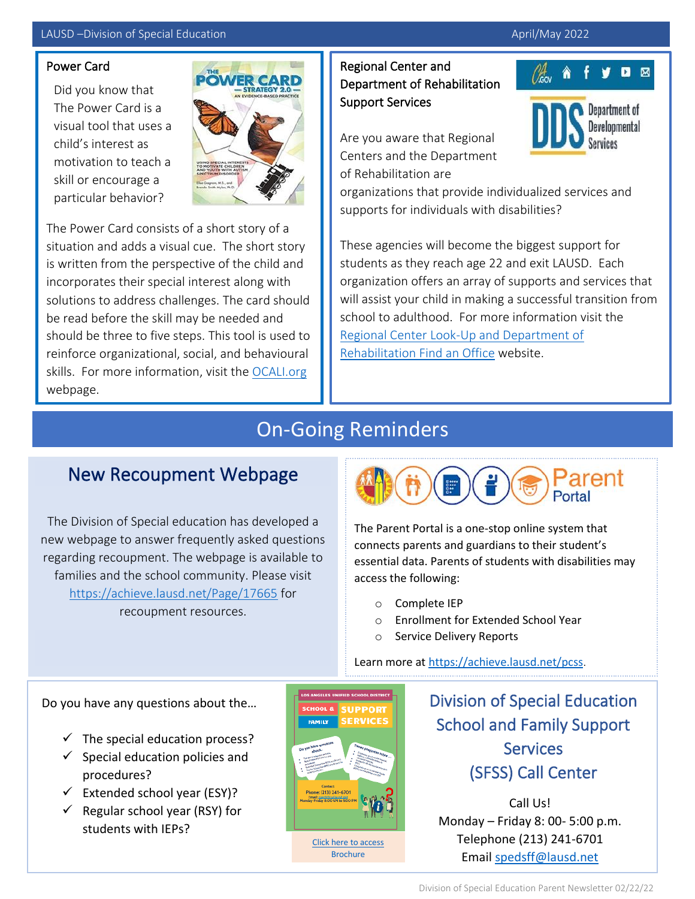## Power Card

Did you know that The Power Card is a visual tool that uses a child's interest as motivation to teach a skill or encourage a particular behavior?

The Power Card consists of a short story of a situation and adds a visual cue. The short story is written from the perspective of the child and incorporates their special interest along with solutions to address challenges. The card should be read before the skill may be needed and should be three to five steps. This tool is used to reinforce organizational, social, and behavioural skills. For more information, visit the OCALI.org webpage.

## Regional Center and Department of Rehabilitation Support Services

Are you aware that Regional Centers and the Department of Rehabilitation are organizations that provide individualized services and supports for individuals with disabilities?

These agencies will become the biggest support for students as they reach age 22 and exit LAUSD. Each organization offers an array of supports and services that will assist your child in making a successful transition from school to adulthood. For more information visit the Regional Center Look-Up and Department of Rehabilitation Find an Office website.

# On-Going Reminders

## New Recoupment Webpage

The Division of Special education has developed a new webpage to answer frequently asked questions regarding recoupment. The webpage is available to families and the school community. Please visit https://achieve.lausd.net/Page/17665 for recoupment resources.

## Parent Portal

The Parent Portal is a one-stop online system that connects parents and guardians to their student's essential data. Parents of students with disabilities may access the following:

- Complete IEP
- Enrollment for Extended School Year
- Service Delivery Reports

Learn more at https://achieve.lausd.net/pcss.

Do you have any questions about the…

- ✓ The special education process?
- ✓ Special education policies and procedures?
- ✓ Extended school year (ESY)?
- ✓ Regular school year (RSY) for students with IEPs?

Click here to access Brochure

## Division of Special Education School and Family Support Services (SFSS) Call Center

Call Us!
Monday – Friday 8: 00- 5:00 p.m.
Telephone (213) 241-6701
Email spedsff@lausd.net